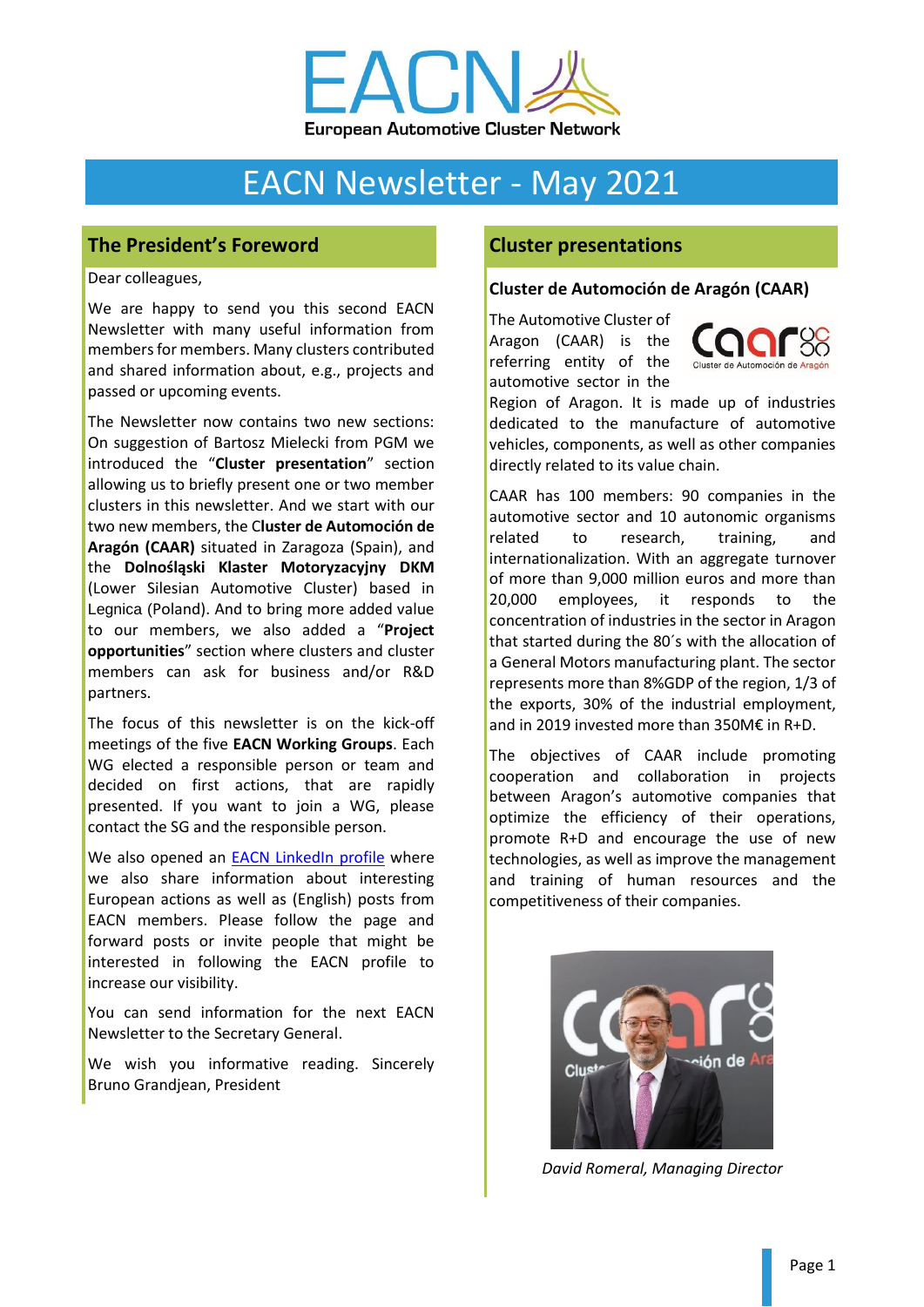# EACN Newsletter - May 2021

## The President's Foreword

Dear colleagues,

We are happy to send you this second EACN Newsletter with many useful information from members for members. Many clusters contributed and shared information about, e.g., projects and passed or upcoming events.

The Newsletter now contains two new sections: On suggestion of Bartosz Mielecki from PGM we introduced the "**Cluster presentation**" section allowing us to briefly present one or two member clusters in this newsletter. And we start with our two new members, the C**luster de Automoción de Aragón (CAAR)** situated in Zaragoza (Spain), and the **Dolnośląski Klaster Motoryzacyjny DKM** (Lower Silesian Automotive Cluster) based in Legnica (Poland). And to bring more added value to our members, we also added a "**Project opportunities**" section where clusters and cluster members can ask for business and/or R&D partners.

The focus of this newsletter is on the kick-off meetings of the five **EACN Working Groups**. Each WG elected a responsible person or team and decided on first actions, that are rapidly presented. If you want to join a WG, please contact the SG and the responsible person.

We also opened an EACN LinkedIn profile where we also share information about interesting European actions as well as (English) posts from EACN members. Please follow the page and forward posts or invite people that might be interested in following the EACN profile to increase our visibility.

You can send information for the next EACN Newsletter to the Secretary General.

We wish you informative reading. Sincerely Bruno Grandjean, President

## Cluster presentations

### Cluster de Automoción de Aragón (CAAR)

The Automotive Cluster of Aragon (CAAR) is the referring entity of the automotive sector in the Region of Aragon. It is made up of industries dedicated to the manufacture of automotive vehicles, components, as well as other companies directly related to its value chain.

CAAR has 100 members: 90 companies in the automotive sector and 10 autonomic organisms related to research, training, and internationalization. With an aggregate turnover of more than 9,000 million euros and more than 20,000 employees, it responds to the concentration of industries in the sector in Aragon that started during the 80´s with the allocation of a General Motors manufacturing plant. The sector represents more than 8%GDP of the region, 1/3 of the exports, 30% of the industrial employment, and in 2019 invested more than 350M€ in R+D.

The objectives of CAAR include promoting cooperation and collaboration in projects between Aragon's automotive companies that optimize the efficiency of their operations, promote R+D and encourage the use of new technologies, as well as improve the management and training of human resources and the competitiveness of their companies.

*David Romeral, Managing Director*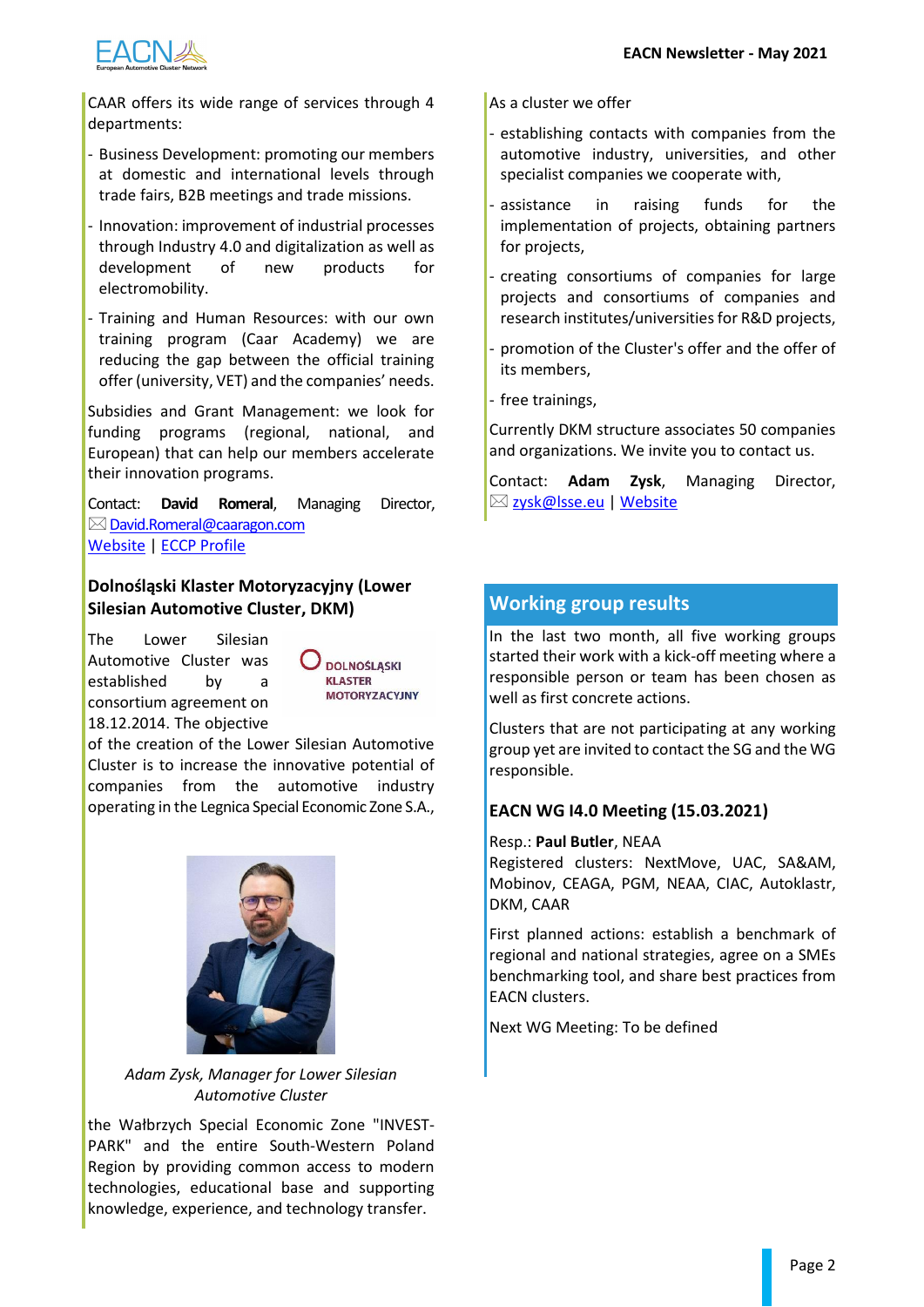CAAR offers its wide range of services through 4 departments:

- Business Development: promoting our members at domestic and international levels through trade fairs, B2B meetings and trade missions.
- Innovation: improvement of industrial processes through Industry 4.0 and digitalization as well as development of new products for electromobility.
- Training and Human Resources: with our own training program (Caar Academy) we are reducing the gap between the official training offer (university, VET) and the companies' needs.

Subsidies and Grant Management: we look for funding programs (regional, national, and European) that can help our members accelerate their innovation programs.

Contact: **David Romeral**, Managing Director, David.Romeral@caaragon.com
Website | ECCP Profile

### Dolnośląski Klaster Motoryzacyjny (Lower Silesian Automotive Cluster, DKM)

The Lower Silesian Automotive Cluster was established by a consortium agreement on 18.12.2014. The objective of the creation of the Lower Silesian Automotive Cluster is to increase the innovative potential of companies from the automotive industry operating in the Legnica Special Economic Zone S.A., the Wałbrzych Special Economic Zone "INVEST-PARK" and the entire South-Western Poland Region by providing common access to modern technologies, educational base and supporting knowledge, experience, and technology transfer.

*Adam Zysk, Manager for Lower Silesian Automotive Cluster*

As a cluster we offer

- establishing contacts with companies from the automotive industry, universities, and other specialist companies we cooperate with,
- assistance in raising funds for the implementation of projects, obtaining partners for projects,
- creating consortiums of companies for large projects and consortiums of companies and research institutes/universities for R&D projects,
- promotion of the Cluster's offer and the offer of its members,
- free trainings,

Currently DKM structure associates 50 companies and organizations. We invite you to contact us.

Contact: **Adam Zysk**, Managing Director, zysk@lsse.eu | Website

## Working group results

In the last two month, all five working groups started their work with a kick-off meeting where a responsible person or team has been chosen as well as first concrete actions.

Clusters that are not participating at any working group yet are invited to contact the SG and the WG responsible.

### EACN WG I4.0 Meeting (15.03.2021)

Resp.: **Paul Butler**, NEAA
Registered clusters: NextMove, UAC, SA&AM, Mobinov, CEAGA, PGM, NEAA, CIAC, Autoklastr, DKM, CAAR

First planned actions: establish a benchmark of regional and national strategies, agree on a SMEs benchmarking tool, and share best practices from EACN clusters.

Next WG Meeting: To be defined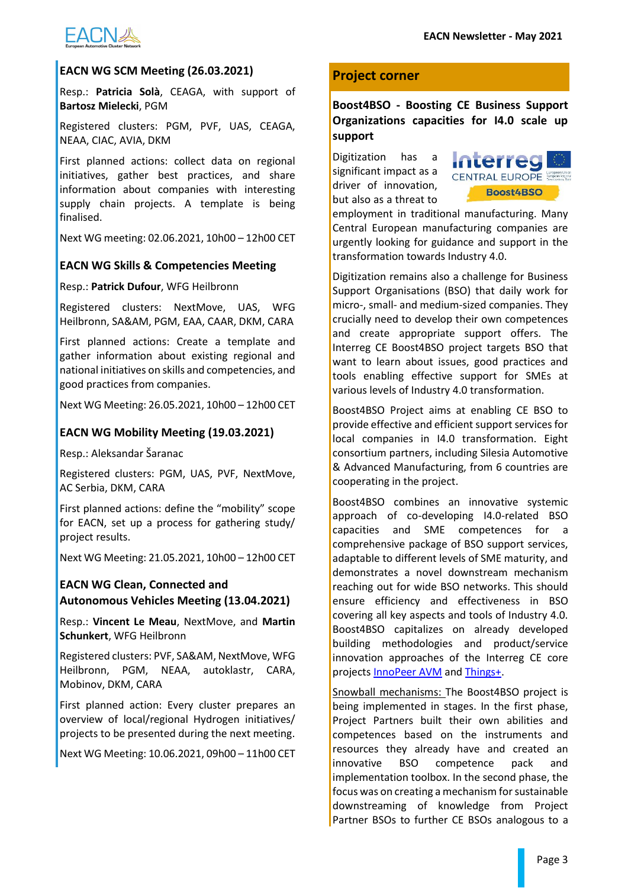## EACN WG SCM Meeting (26.03.2021)

Resp.: **Patricia Solà**, CEAGA, with support of **Bartosz Mielecki**, PGM

Registered clusters: PGM, PVF, UAS, CEAGA, NEAA, CIAC, AVIA, DKM

First planned actions: collect data on regional initiatives, gather best practices, and share information about companies with interesting supply chain projects. A template is being finalised.

Next WG meeting: 02.06.2021, 10h00 – 12h00 CET

## EACN WG Skills & Competencies Meeting

Resp.: **Patrick Dufour**, WFG Heilbronn

Registered clusters: NextMove, UAS, WFG Heilbronn, SA&AM, PGM, EAA, CAAR, DKM, CARA

First planned actions: Create a template and gather information about existing regional and national initiatives on skills and competencies, and good practices from companies.

Next WG Meeting: 26.05.2021, 10h00 – 12h00 CET

## EACN WG Mobility Meeting (19.03.2021)

Resp.: Aleksandar Šaranac

Registered clusters: PGM, UAS, PVF, NextMove, AC Serbia, DKM, CARA

First planned actions: define the "mobility" scope for EACN, set up a process for gathering study/ project results.

Next WG Meeting: 21.05.2021, 10h00 – 12h00 CET

## EACN WG Clean, Connected and Autonomous Vehicles Meeting (13.04.2021)

Resp.: **Vincent Le Meau**, NextMove, and **Martin Schunkert**, WFG Heilbronn

Registered clusters: PVF, SA&AM, NextMove, WFG Heilbronn, PGM, NEAA, autoklastr, CARA, Mobinov, DKM, CARA

First planned action: Every cluster prepares an overview of local/regional Hydrogen initiatives/ projects to be presented during the next meeting.

Next WG Meeting: 10.06.2021, 09h00 – 11h00 CET

## Project corner

### Boost4BSO - Boosting CE Business Support Organizations capacities for I4.0 scale up support

Digitization has a significant impact as a driver of innovation, but also as a threat to employment in traditional manufacturing. Many Central European manufacturing companies are urgently looking for guidance and support in the transformation towards Industry 4.0.

Digitization remains also a challenge for Business Support Organisations (BSO) that daily work for micro-, small- and medium-sized companies. They crucially need to develop their own competences and create appropriate support offers. The Interreg CE Boost4BSO project targets BSO that want to learn about issues, good practices and tools enabling effective support for SMEs at various levels of Industry 4.0 transformation.

Boost4BSO Project aims at enabling CE BSO to provide effective and efficient support services for local companies in I4.0 transformation. Eight consortium partners, including Silesia Automotive & Advanced Manufacturing, from 6 countries are cooperating in the project.

Boost4BSO combines an innovative systemic approach of co-developing I4.0-related BSO capacities and SME competences for a comprehensive package of BSO support services, adaptable to different levels of SME maturity, and demonstrates a novel downstream mechanism reaching out for wide BSO networks. This should ensure efficiency and effectiveness in BSO covering all key aspects and tools of Industry 4.0. Boost4BSO capitalizes on already developed building methodologies and product/service innovation approaches of the Interreg CE core projects InnoPeer AVM and Things+.

Snowball mechanisms: The Boost4BSO project is being implemented in stages. In the first phase, Project Partners built their own abilities and competences based on the instruments and resources they already have and created an innovative BSO competence pack and implementation toolbox. In the second phase, the focus was on creating a mechanism for sustainable downstreaming of knowledge from Project Partner BSOs to further CE BSOs analogous to a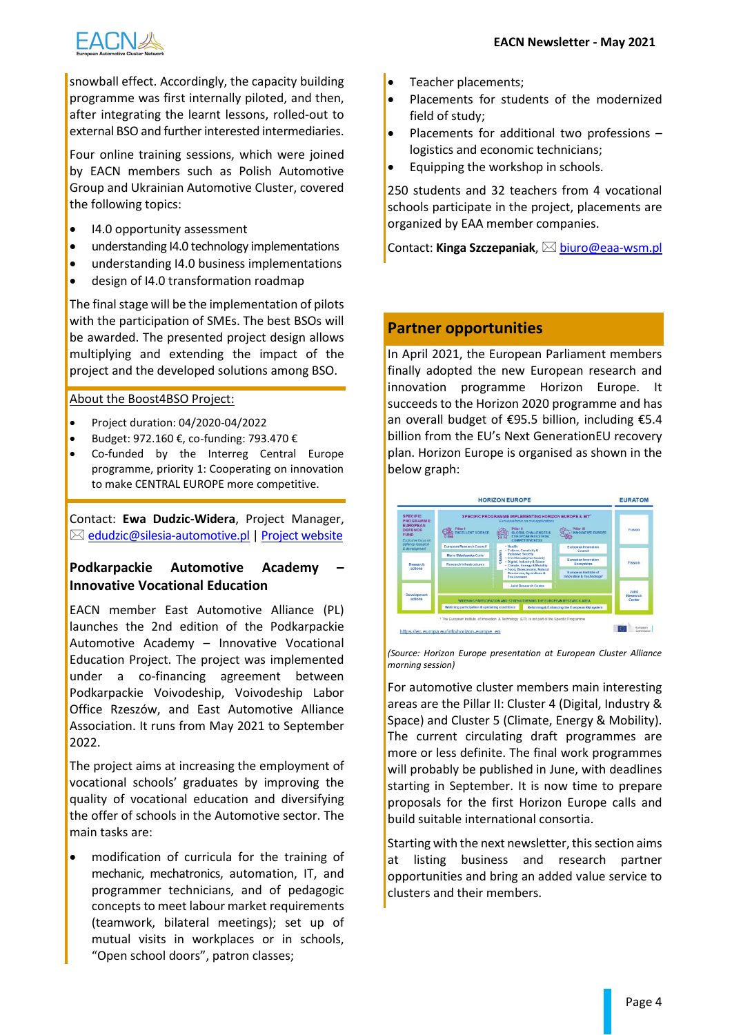snowball effect. Accordingly, the capacity building programme was first internally piloted, and then, after integrating the learnt lessons, rolled-out to external BSO and further interested intermediaries.

Four online training sessions, which were joined by EACN members such as Polish Automotive Group and Ukrainian Automotive Cluster, covered the following topics:

- I4.0 opportunity assessment
- understanding I4.0 technology implementations
- understanding I4.0 business implementations
- design of I4.0 transformation roadmap

The final stage will be the implementation of pilots with the participation of SMEs. The best BSOs will be awarded. The presented project design allows multiplying and extending the impact of the project and the developed solutions among BSO.

About the Boost4BSO Project:

- Project duration: 04/2020-04/2022
- Budget: 972.160 €, co-funding: 793.470 €
- Co-funded by the Interreg Central Europe programme, priority 1: Cooperating on innovation to make CENTRAL EUROPE more competitive.

Contact: **Ewa Dudzic-Widera**, Project Manager, ✉ edudzic@silesia-automotive.pl | Project website

### Podkarpackie Automotive Academy – Innovative Vocational Education

EACN member East Automotive Alliance (PL) launches the 2nd edition of the Podkarpackie Automotive Academy – Innovative Vocational Education Project. The project was implemented under a co-financing agreement between Podkarpackie Voivodeship, Voivodeship Labor Office Rzeszów, and East Automotive Alliance Association. It runs from May 2021 to September 2022.

The project aims at increasing the employment of vocational schools' graduates by improving the quality of vocational education and diversifying the offer of schools in the Automotive sector. The main tasks are:

- modification of curricula for the training of mechanic, mechatronics, automation, IT, and programmer technicians, and of pedagogic concepts to meet labour market requirements (teamwork, bilateral meetings); set up of mutual visits in workplaces or in schools, "Open school doors", patron classes;
- Teacher placements;
- Placements for students of the modernized field of study;
- Placements for additional two professions – logistics and economic technicians;
- Equipping the workshop in schools.

250 students and 32 teachers from 4 vocational schools participate in the project, placements are organized by EAA member companies.

Contact: **Kinga Szczepaniak**, ✉ biuro@eaa-wsm.pl

## Partner opportunities

In April 2021, the European Parliament members finally adopted the new European research and innovation programme Horizon Europe. It succeeds to the Horizon 2020 programme and has an overall budget of €95.5 billion, including €5.4 billion from the EU's Next GenerationEU recovery plan. Horizon Europe is organised as shown in the below graph:

*(Source: Horizon Europe presentation at European Cluster Alliance morning session)*

For automotive cluster members main interesting areas are the Pillar II: Cluster 4 (Digital, Industry & Space) and Cluster 5 (Climate, Energy & Mobility). The current circulating draft programmes are more or less definite. The final work programmes will probably be published in June, with deadlines starting in September. It is now time to prepare proposals for the first Horizon Europe calls and build suitable international consortia.

Starting with the next newsletter, this section aims at listing business and research partner opportunities and bring an added value service to clusters and their members.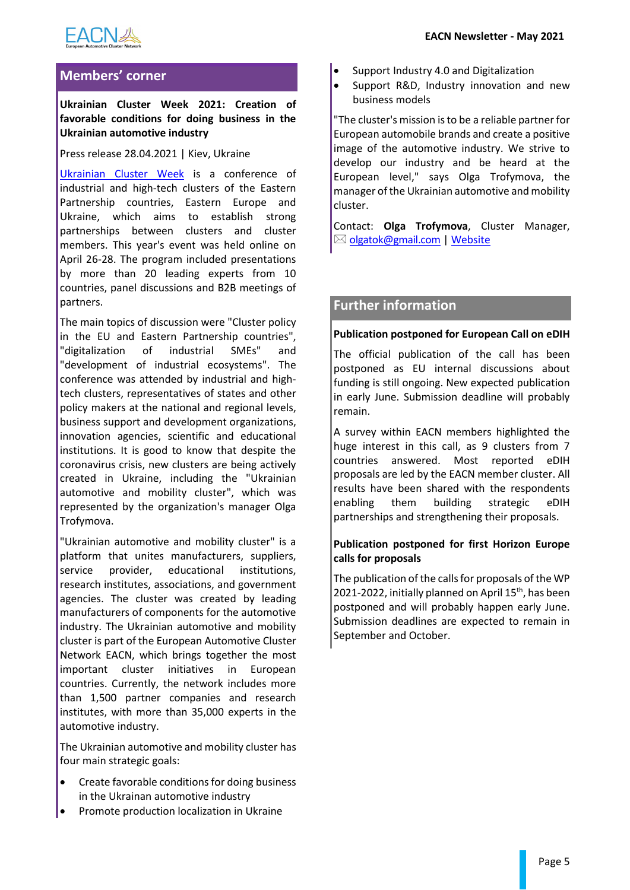## Members' corner

**Ukrainian Cluster Week 2021: Creation of favorable conditions for doing business in the Ukrainian automotive industry**

Press release 28.04.2021 | Kiev, Ukraine

Ukrainian Cluster Week is a conference of industrial and high-tech clusters of the Eastern Partnership countries, Eastern Europe and Ukraine, which aims to establish strong partnerships between clusters and cluster members. This year's event was held online on April 26-28. The program included presentations by more than 20 leading experts from 10 countries, panel discussions and B2B meetings of partners.

The main topics of discussion were "Cluster policy in the EU and Eastern Partnership countries", "digitalization of industrial SMEs" and "development of industrial ecosystems". The conference was attended by industrial and high-tech clusters, representatives of states and other policy makers at the national and regional levels, business support and development organizations, innovation agencies, scientific and educational institutions. It is good to know that despite the coronavirus crisis, new clusters are being actively created in Ukraine, including the "Ukrainian automotive and mobility cluster", which was represented by the organization's manager Olga Trofymova.

"Ukrainian automotive and mobility cluster" is a platform that unites manufacturers, suppliers, service provider, educational institutions, research institutes, associations, and government agencies. The cluster was created by leading manufacturers of components for the automotive industry. The Ukrainian automotive and mobility cluster is part of the European Automotive Cluster Network EACN, which brings together the most important cluster initiatives in European countries. Currently, the network includes more than 1,500 partner companies and research institutes, with more than 35,000 experts in the automotive industry.

The Ukrainian automotive and mobility cluster has four main strategic goals:

- Create favorable conditions for doing business in the Ukrainan automotive industry
- Promote production localization in Ukraine
- Support Industry 4.0 and Digitalization
- Support R&D, Industry innovation and new business models

"The cluster's mission is to be a reliable partner for European automobile brands and create a positive image of the automotive industry. We strive to develop our industry and be heard at the European level," says Olga Trofymova, the manager of the Ukrainian automotive and mobility cluster.

Contact: **Olga Trofymova**, Cluster Manager, ✉ olgatok@gmail.com | Website

## Further information

**Publication postponed for European Call on eDIH**

The official publication of the call has been postponed as EU internal discussions about funding is still ongoing. New expected publication in early June. Submission deadline will probably remain.

A survey within EACN members highlighted the huge interest in this call, as 9 clusters from 7 countries answered. Most reported eDIH proposals are led by the EACN member cluster. All results have been shared with the respondents enabling them building strategic eDIH partnerships and strengthening their proposals.

**Publication postponed for first Horizon Europe calls for proposals**

The publication of the calls for proposals of the WP 2021-2022, initially planned on April 15th, has been postponed and will probably happen early June. Submission deadlines are expected to remain in September and October.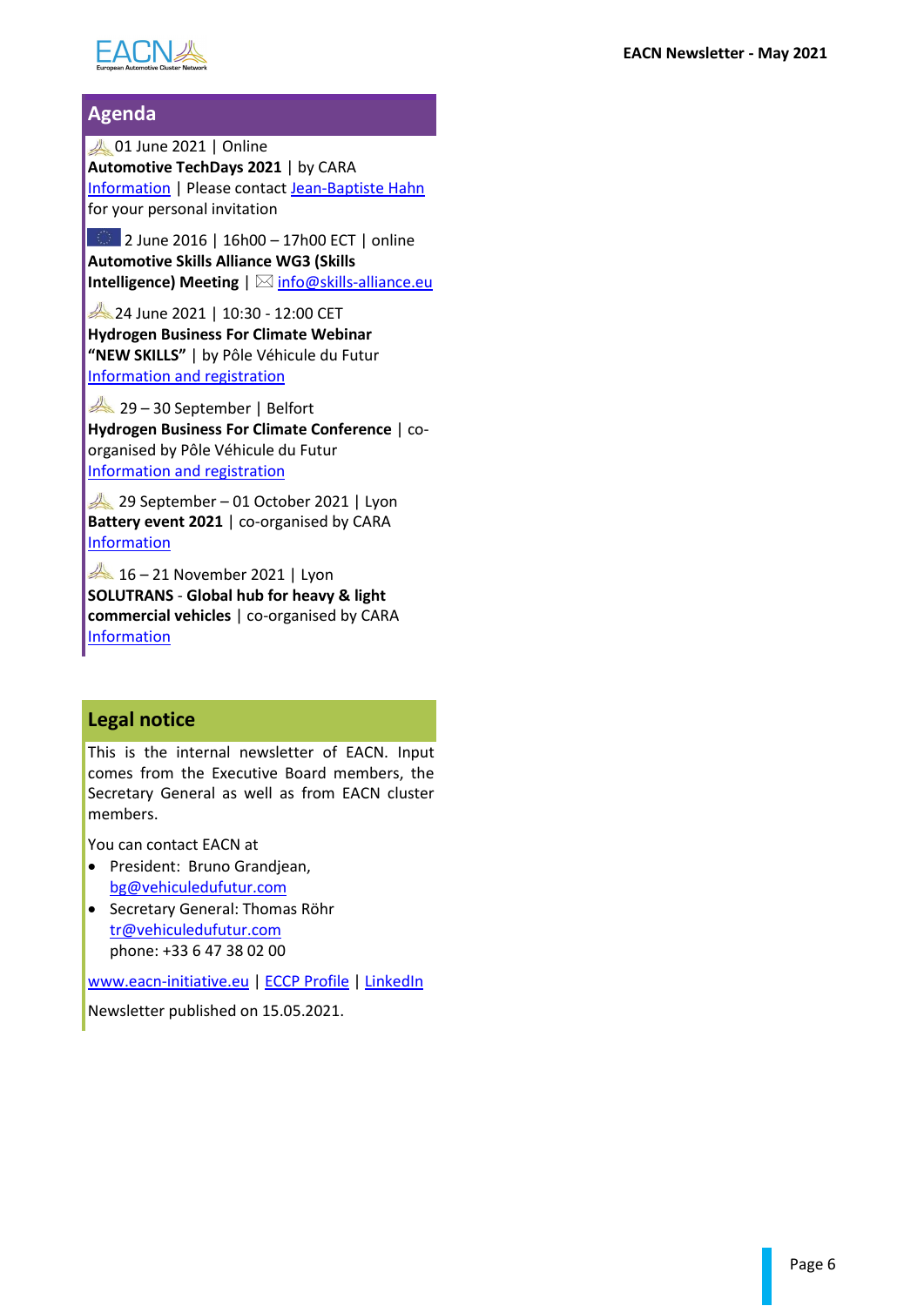## Agenda

01 June 2021 | Online
**Automotive TechDays 2021** | by CARA
Information | Please contact Jean-Baptiste Hahn for your personal invitation

2 June 2016 | 16h00 – 17h00 ECT | online
**Automotive Skills Alliance WG3 (Skills Intelligence) Meeting** | info@skills-alliance.eu

24 June 2021 | 10:30 - 12:00 CET
**Hydrogen Business For Climate Webinar "NEW SKILLS"** | by Pôle Véhicule du Futur
Information and registration

29 – 30 September | Belfort
**Hydrogen Business For Climate Conference** | co-organised by Pôle Véhicule du Futur
Information and registration

29 September – 01 October 2021 | Lyon
**Battery event 2021** | co-organised by CARA
Information

16 – 21 November 2021 | Lyon
**SOLUTRANS** - **Global hub for heavy & light commercial vehicles** | co-organised by CARA
Information

## Legal notice

This is the internal newsletter of EACN. Input comes from the Executive Board members, the Secretary General as well as from EACN cluster members.

You can contact EACN at

- President: Bruno Grandjean, bg@vehiculedufutur.com
- Secretary General: Thomas Röhr tr@vehiculedufutur.com phone: +33 6 47 38 02 00

www.eacn-initiative.eu | ECCP Profile | LinkedIn

Newsletter published on 15.05.2021.